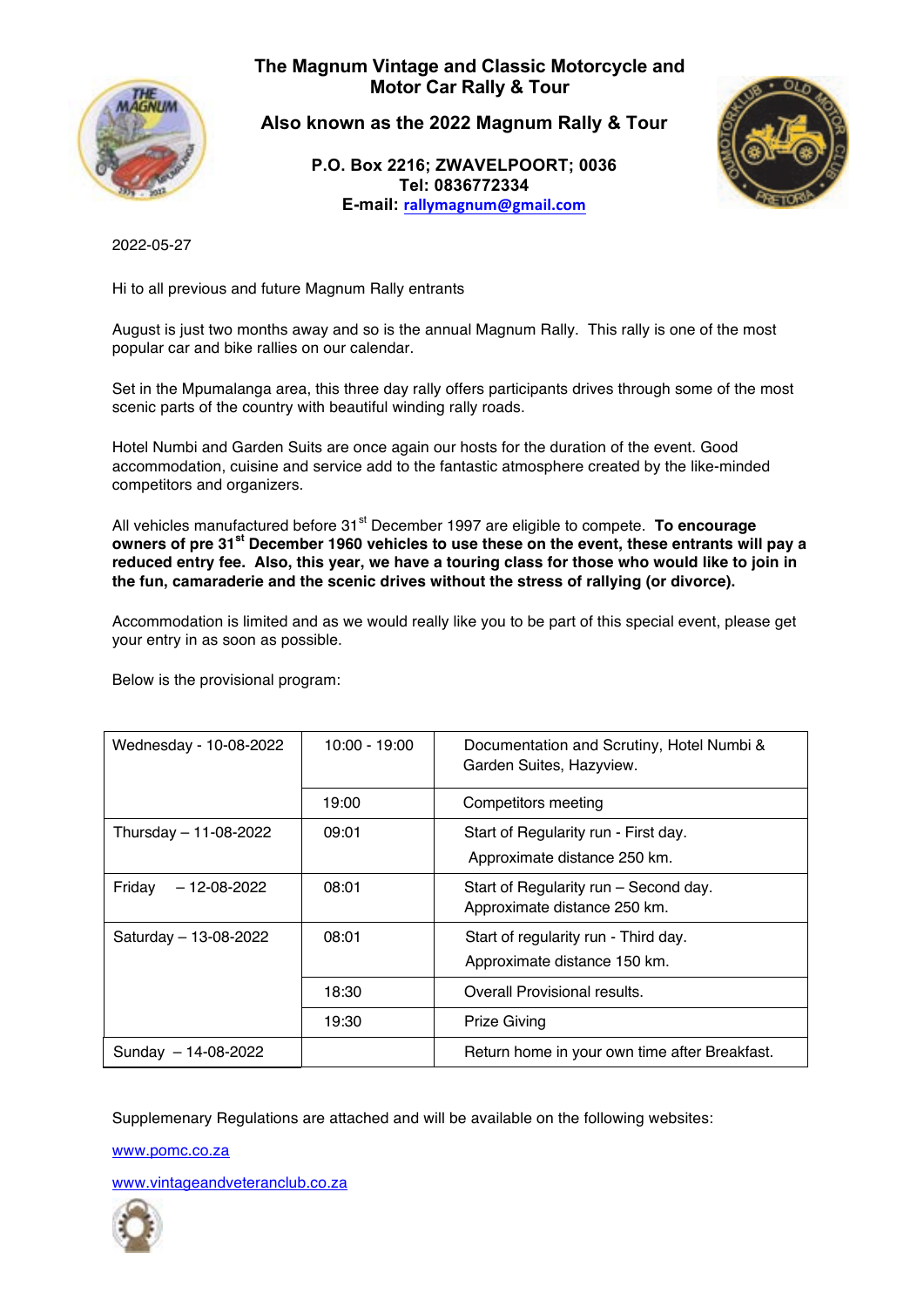# The Magnum Vintage and Classic Motorcycle and Motor Car Rally & Tour

## Also known as the 2022 Magnum Rally & Tour

**P.O. Box 2216; ZWAVELPOORT; 0036**
**Tel: 0836772334**
**E-mail: rallymagnum@gmail.com**

2022-05-27

Hi to all previous and future Magnum Rally entrants

August is just two months away and so is the annual Magnum Rally. This rally is one of the most popular car and bike rallies on our calendar.

Set in the Mpumalanga area, this three day rally offers participants drives through some of the most scenic parts of the country with beautiful winding rally roads.

Hotel Numbi and Garden Suits are once again our hosts for the duration of the event. Good accommodation, cuisine and service add to the fantastic atmosphere created by the like-minded competitors and organizers.

All vehicles manufactured before 31st December 1997 are eligible to compete. **To encourage owners of pre 31st December 1960 vehicles to use these on the event, these entrants will pay a reduced entry fee. Also, this year, we have a touring class for those who would like to join in the fun, camaraderie and the scenic drives without the stress of rallying (or divorce).**

Accommodation is limited and as we would really like you to be part of this special event, please get your entry in as soon as possible.

Below is the provisional program:

| | | |
|---|---|---|
| Wednesday - 10-08-2022 | 10:00 - 19:00 | Documentation and Scrutiny, Hotel Numbi & Garden Suites, Hazyview. |
| | 19:00 | Competitors meeting |
| Thursday – 11-08-2022 | 09:01 | Start of Regularity run - First day. Approximate distance 250 km. |
| Friday – 12-08-2022 | 08:01 | Start of Regularity run – Second day. Approximate distance 250 km. |
| Saturday – 13-08-2022 | 08:01 | Start of regularity run - Third day. Approximate distance 150 km. |
| | 18:30 | Overall Provisional results. |
| | 19:30 | Prize Giving |
| Sunday – 14-08-2022 | | Return home in your own time after Breakfast. |

Supplemenary Regulations are attached and will be available on the following websites:

www.pomc.co.za

www.vintageandveteranclub.co.za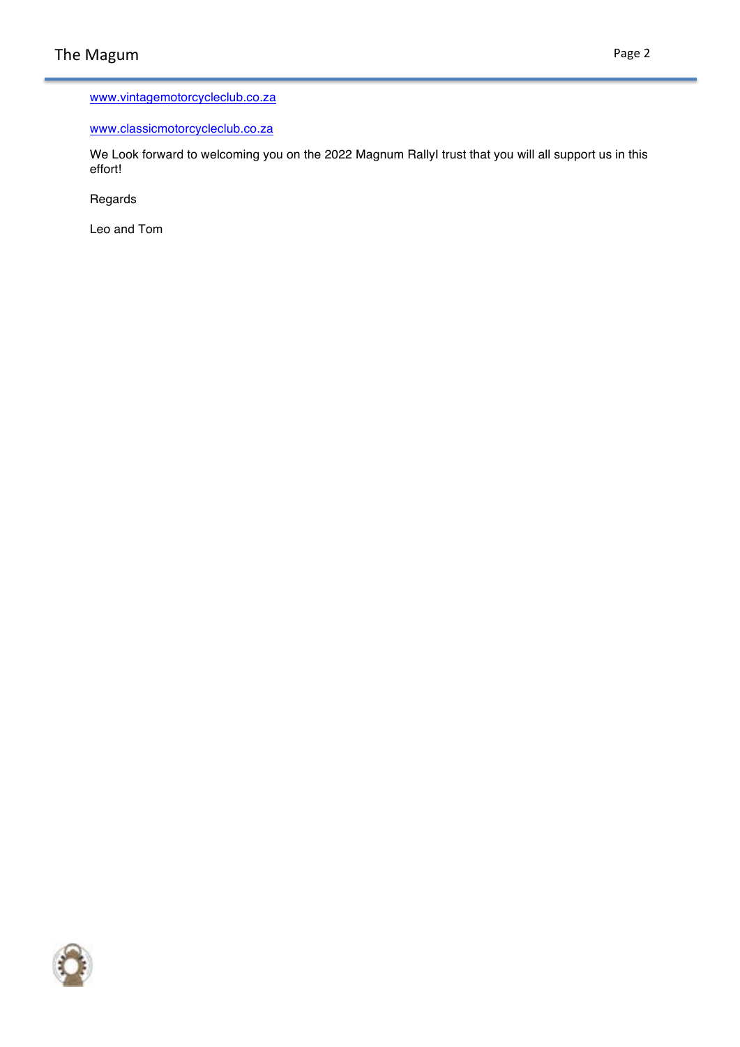www.vintagemotorcycleclub.co.za

www.classicmotorcycleclub.co.za

We Look forward to welcoming you on the 2022 Magnum RallyI trust that you will all support us in this effort!

Regards

Leo and Tom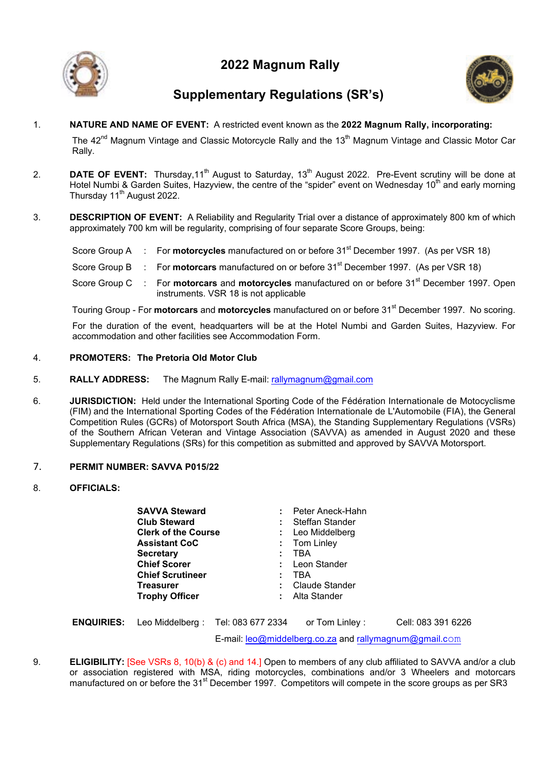# 2022 Magnum Rally

## Supplementary Regulations (SR's)

1. **NATURE AND NAME OF EVENT:** A restricted event known as the **2022 Magnum Rally, incorporating:**

   The 42nd Magnum Vintage and Classic Motorcycle Rally and the 13th Magnum Vintage and Classic Motor Car Rally.

2. **DATE OF EVENT:** Thursday,11th August to Saturday, 13th August 2022. Pre-Event scrutiny will be done at Hotel Numbi & Garden Suites, Hazyview, the centre of the "spider" event on Wednesday 10th and early morning Thursday 11th August 2022.

3. **DESCRIPTION OF EVENT:** A Reliability and Regularity Trial over a distance of approximately 800 km of which approximately 700 km will be regularity, comprising of four separate Score Groups, being:

   Score Group A : For **motorcycles** manufactured on or before 31st December 1997. (As per VSR 18)

   Score Group B : For **motorcars** manufactured on or before 31st December 1997. (As per VSR 18)

   Score Group C : For **motorcars** and **motorcycles** manufactured on or before 31st December 1997. Open instruments. VSR 18 is not applicable

   Touring Group - For **motorcars** and **motorcycles** manufactured on or before 31st December 1997. No scoring.

   For the duration of the event, headquarters will be at the Hotel Numbi and Garden Suites, Hazyview. For accommodation and other facilities see Accommodation Form.

4. **PROMOTERS: The Pretoria Old Motor Club**

5. **RALLY ADDRESS:** The Magnum Rally E-mail: rallymagnum@gmail.com

6. **JURISDICTION:** Held under the International Sporting Code of the Fédération Internationale de Motocyclisme (FIM) and the International Sporting Codes of the Fédération Internationale de L'Automobile (FIA), the General Competition Rules (GCRs) of Motorsport South Africa (MSA), the Standing Supplementary Regulations (VSRs) of the Southern African Veteran and Vintage Association (SAVVA) as amended in August 2020 and these Supplementary Regulations (SRs) for this competition as submitted and approved by SAVVA Motorsport.

7. **PERMIT NUMBER: SAVVA P015/22**

8. **OFFICIALS:**

| | | |
|---|---|---|
| **SAVVA Steward** | : | Peter Aneck-Hahn |
| **Club Steward** | : | Steffan Stander |
| **Clerk of the Course** | : | Leo Middelberg |
| **Assistant CoC** | : | Tom Linley |
| **Secretary** | : | TBA |
| **Chief Scorer** | : | Leon Stander |
| **Chief Scrutineer** | : | TBA |
| **Treasurer** | : | Claude Stander |
| **Trophy Officer** | : | Alta Stander |

**ENQUIRIES:** Leo Middelberg : Tel: 083 677 2334 or Tom Linley : Cell: 083 391 6226

E-mail: leo@middelberg.co.za and rallymagnum@gmail.com

9. **ELIGIBILITY:** [See VSRs 8, 10(b) & (c) and 14.] Open to members of any club affiliated to SAVVA and/or a club or association registered with MSA, riding motorcycles, combinations and/or 3 Wheelers and motorcars manufactured on or before the 31st December 1997. Competitors will compete in the score groups as per SR3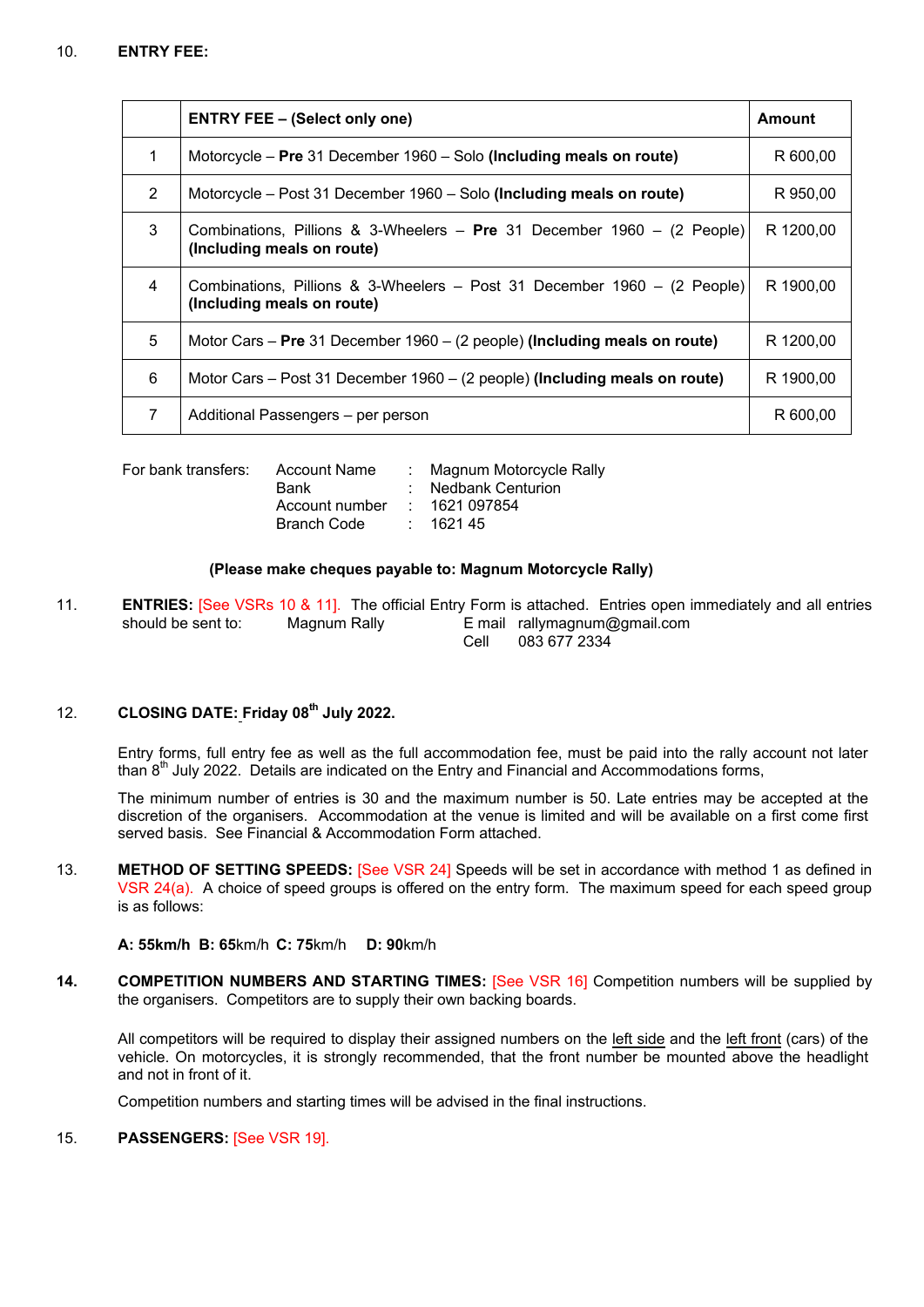10. **ENTRY FEE:**

| | **ENTRY FEE – (Select only one)** | **Amount** |
|---|---|---|
| 1 | Motorcycle – **Pre** 31 December 1960 – Solo **(Including meals on route)** | R 600,00 |
| 2 | Motorcycle – Post 31 December 1960 – Solo **(Including meals on route)** | R 950,00 |
| 3 | Combinations, Pillions & 3-Wheelers – **Pre** 31 December 1960 – (2 People) **(Including meals on route)** | R 1200,00 |
| 4 | Combinations, Pillions & 3-Wheelers – Post 31 December 1960 – (2 People) **(Including meals on route)** | R 1900,00 |
| 5 | Motor Cars – **Pre** 31 December 1960 – (2 people) **(Including meals on route)** | R 1200,00 |
| 6 | Motor Cars – Post 31 December 1960 – (2 people) **(Including meals on route)** | R 1900,00 |
| 7 | Additional Passengers – per person | R 600,00 |

For bank transfers:

| | | |
|---|---|---|
| Account Name | : | Magnum Motorcycle Rally |
| Bank | : | Nedbank Centurion |
| Account number | : | 1621 097854 |
| Branch Code | : | 1621 45 |

**(Please make cheques payable to: Magnum Motorcycle Rally)**

11. **ENTRIES:** [See VSRs 10 & 11]. The official Entry Form is attached. Entries open immediately and all entries should be sent to: Magnum Rally E mail rallymagnum@gmail.com
Cell 083 677 2334

12. **CLOSING DATE: Friday 08th July 2022.**

Entry forms, full entry fee as well as the full accommodation fee, must be paid into the rally account not later than 8th July 2022. Details are indicated on the Entry and Financial and Accommodations forms,

The minimum number of entries is 30 and the maximum number is 50. Late entries may be accepted at the discretion of the organisers. Accommodation at the venue is limited and will be available on a first come first served basis. See Financial & Accommodation Form attached.

13. **METHOD OF SETTING SPEEDS:** [See VSR 24] Speeds will be set in accordance with method 1 as defined in VSR 24(a). A choice of speed groups is offered on the entry form. The maximum speed for each speed group is as follows:

**A: 55km/h B: 65**km/h **C: 75**km/h **D: 90**km/h

14. **COMPETITION NUMBERS AND STARTING TIMES:** [See VSR 16] Competition numbers will be supplied by the organisers. Competitors are to supply their own backing boards.

All competitors will be required to display their assigned numbers on the left side and the left front (cars) of the vehicle. On motorcycles, it is strongly recommended, that the front number be mounted above the headlight and not in front of it.

Competition numbers and starting times will be advised in the final instructions.

15. **PASSENGERS:** [See VSR 19].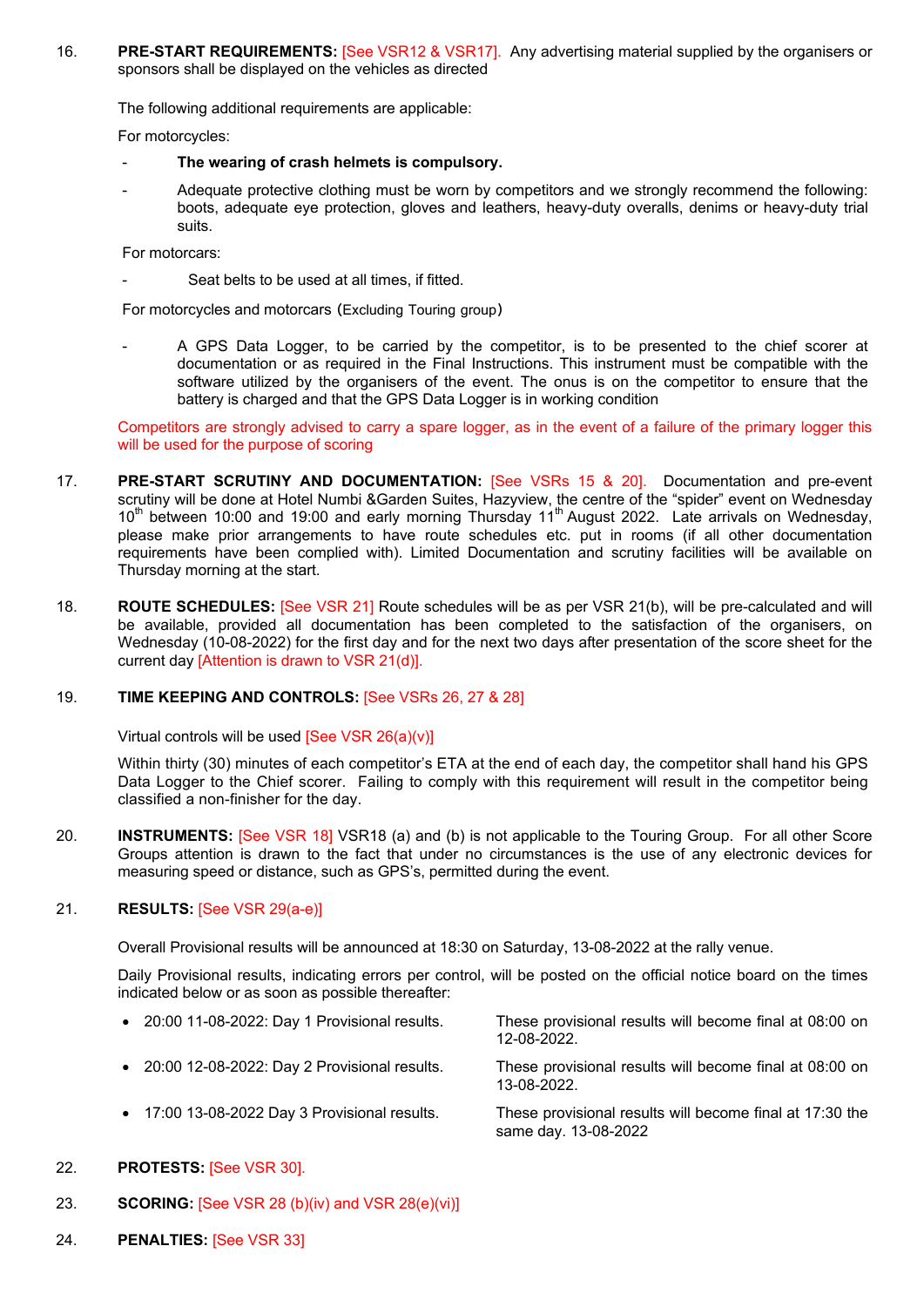16. **PRE-START REQUIREMENTS:** [See VSR12 & VSR17]. Any advertising material supplied by the organisers or sponsors shall be displayed on the vehicles as directed

The following additional requirements are applicable:

For motorcycles:

- **The wearing of crash helmets is compulsory.**
- Adequate protective clothing must be worn by competitors and we strongly recommend the following: boots, adequate eye protection, gloves and leathers, heavy-duty overalls, denims or heavy-duty trial suits.

For motorcars:

- Seat belts to be used at all times, if fitted.

For motorcycles and motorcars (Excluding Touring group)

- A GPS Data Logger, to be carried by the competitor, is to be presented to the chief scorer at documentation or as required in the Final Instructions. This instrument must be compatible with the software utilized by the organisers of the event. The onus is on the competitor to ensure that the battery is charged and that the GPS Data Logger is in working condition

Competitors are strongly advised to carry a spare logger, as in the event of a failure of the primary logger this will be used for the purpose of scoring

17. **PRE-START SCRUTINY AND DOCUMENTATION:** [See VSRs 15 & 20]. Documentation and pre-event scrutiny will be done at Hotel Numbi &Garden Suites, Hazyview, the centre of the "spider" event on Wednesday 10th between 10:00 and 19:00 and early morning Thursday 11th August 2022. Late arrivals on Wednesday, please make prior arrangements to have route schedules etc. put in rooms (if all other documentation requirements have been complied with). Limited Documentation and scrutiny facilities will be available on Thursday morning at the start.

18. **ROUTE SCHEDULES:** [See VSR 21] Route schedules will be as per VSR 21(b), will be pre-calculated and will be available, provided all documentation has been completed to the satisfaction of the organisers, on Wednesday (10-08-2022) for the first day and for the next two days after presentation of the score sheet for the current day [Attention is drawn to VSR 21(d)].

19. **TIME KEEPING AND CONTROLS:** [See VSRs 26, 27 & 28]

Virtual controls will be used [See VSR 26(a)(v)]

Within thirty (30) minutes of each competitor's ETA at the end of each day, the competitor shall hand his GPS Data Logger to the Chief scorer. Failing to comply with this requirement will result in the competitor being classified a non-finisher for the day.

20. **INSTRUMENTS:** [See VSR 18] VSR18 (a) and (b) is not applicable to the Touring Group. For all other Score Groups attention is drawn to the fact that under no circumstances is the use of any electronic devices for measuring speed or distance, such as GPS's, permitted during the event.

21. **RESULTS:** [See VSR 29(a-e)]

Overall Provisional results will be announced at 18:30 on Saturday, 13-08-2022 at the rally venue.

Daily Provisional results, indicating errors per control, will be posted on the official notice board on the times indicated below or as soon as possible thereafter:

- 20:00 11-08-2022: Day 1 Provisional results. These provisional results will become final at 08:00 on 12-08-2022.
- 20:00 12-08-2022: Day 2 Provisional results. These provisional results will become final at 08:00 on 13-08-2022.
- 17:00 13-08-2022 Day 3 Provisional results. These provisional results will become final at 17:30 the same day. 13-08-2022

22. **PROTESTS:** [See VSR 30].

23. **SCORING:** [See VSR 28 (b)(iv) and VSR 28(e)(vi)]

24. **PENALTIES:** [See VSR 33]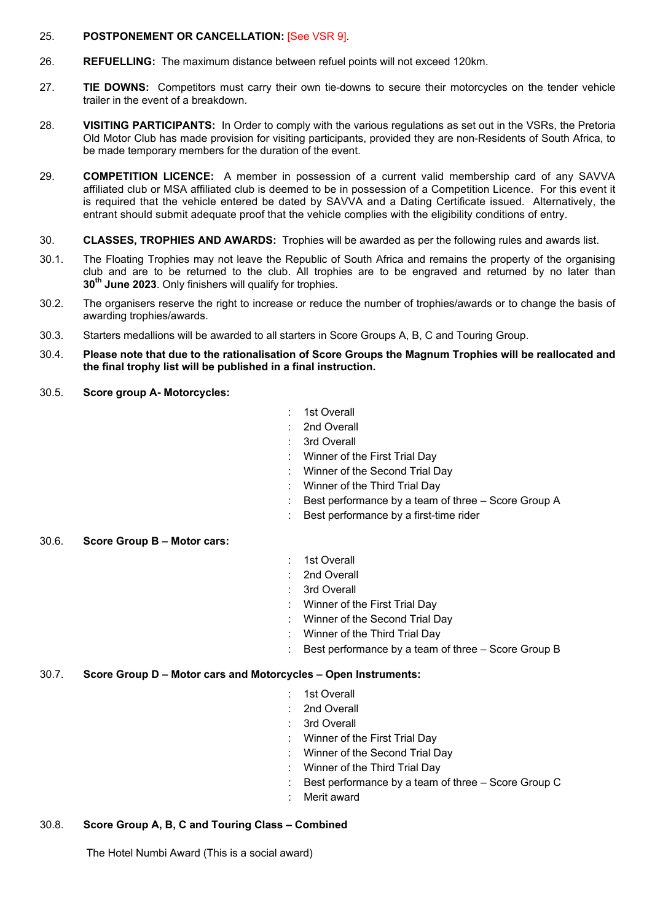25. **POSTPONEMENT OR CANCELLATION:** [See VSR 9].

26. **REFUELLING:** The maximum distance between refuel points will not exceed 120km.

27. **TIE DOWNS:** Competitors must carry their own tie-downs to secure their motorcycles on the tender vehicle trailer in the event of a breakdown.

28. **VISITING PARTICIPANTS:** In Order to comply with the various regulations as set out in the VSRs, the Pretoria Old Motor Club has made provision for visiting participants, provided they are non-Residents of South Africa, to be made temporary members for the duration of the event.

29. **COMPETITION LICENCE:** A member in possession of a current valid membership card of any SAVVA affiliated club or MSA affiliated club is deemed to be in possession of a Competition Licence. For this event it is required that the vehicle entered be dated by SAVVA and a Dating Certificate issued. Alternatively, the entrant should submit adequate proof that the vehicle complies with the eligibility conditions of entry.

30. **CLASSES, TROPHIES AND AWARDS:** Trophies will be awarded as per the following rules and awards list.

30.1. The Floating Trophies may not leave the Republic of South Africa and remains the property of the organising club and are to be returned to the club. All trophies are to be engraved and returned by no later than **30th June 2023**. Only finishers will qualify for trophies.

30.2. The organisers reserve the right to increase or reduce the number of trophies/awards or to change the basis of awarding trophies/awards.

30.3. Starters medallions will be awarded to all starters in Score Groups A, B, C and Touring Group.

30.4. **Please note that due to the rationalisation of Score Groups the Magnum Trophies will be reallocated and the final trophy list will be published in a final instruction.**

30.5. **Score group A- Motorcycles:**

- : 1st Overall
- : 2nd Overall
- : 3rd Overall
- : Winner of the First Trial Day
- : Winner of the Second Trial Day
- : Winner of the Third Trial Day
- : Best performance by a team of three – Score Group A
- : Best performance by a first-time rider

30.6. **Score Group B – Motor cars:**

- : 1st Overall
- : 2nd Overall
- : 3rd Overall
- : Winner of the First Trial Day
- : Winner of the Second Trial Day
- : Winner of the Third Trial Day
- : Best performance by a team of three – Score Group B

30.7. **Score Group D – Motor cars and Motorcycles – Open Instruments:**

- : 1st Overall
- : 2nd Overall
- : 3rd Overall
- : Winner of the First Trial Day
- : Winner of the Second Trial Day
- : Winner of the Third Trial Day
- : Best performance by a team of three – Score Group C
- : Merit award

30.8. **Score Group A, B, C and Touring Class – Combined**

The Hotel Numbi Award (This is a social award)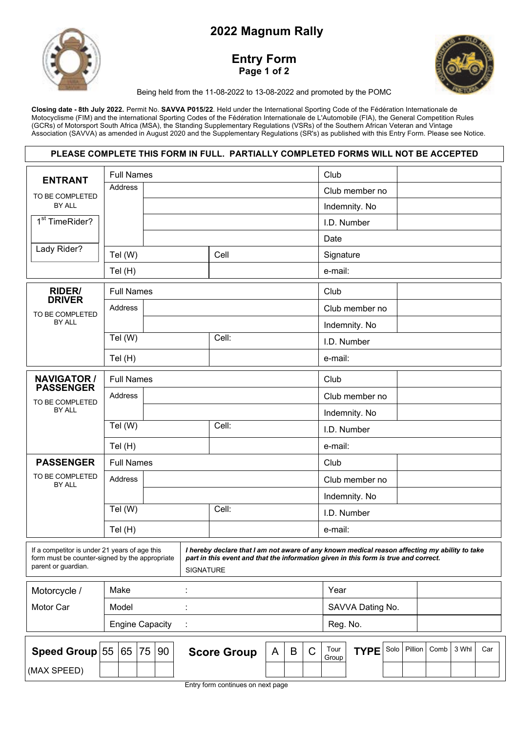# 2022 Magnum Rally

## Entry Form
**Page 1 of 2**

Being held from the 11-08-2022 to 13-08-2022 and promoted by the POMC

**Closing date - 8th July 2022.** Permit No. **SAVVA P015/22**. Held under the International Sporting Code of the Fédération Internationale de Motocyclisme (FIM) and the international Sporting Codes of the Fédération Internationale de L'Automobile (FIA), the General Competition Rules (GCRs) of Motorsport South Africa (MSA), the Standing Supplementary Regulations (VSRs) of the Southern African Veteran and Vintage Association (SAVVA) as amended in August 2020 and the Supplementary Regulations (SR's) as published with this Entry Form. Please see Notice.

**PLEASE COMPLETE THIS FORM IN FULL. PARTIALLY COMPLETED FORMS WILL NOT BE ACCEPTED**

| **ENTRANT** TO BE COMPLETED BY ALL | | | | |
|---|---|---|---|---|
| | Full Names | | Club | |
| | Address | | Club member no | |
| | | | Indemnity. No | |
| 1st TimeRider? | | | I.D. Number | |
| | | | Date | |
| Lady Rider? | Tel (W) | Cell | Signature | |
| | Tel (H) | | e-mail: | |

| **RIDER/ DRIVER** TO BE COMPLETED BY ALL | | | | |
|---|---|---|---|---|
| | Full Names | | Club | |
| | Address | | Club member no | |
| | | | Indemnity. No | |
| | Tel (W) | Cell: | I.D. Number | |
| | Tel (H) | | e-mail: | |

| **NAVIGATOR / PASSENGER** TO BE COMPLETED BY ALL | | | | |
|---|---|---|---|---|
| | Full Names | | Club | |
| | Address | | Club member no | |
| | | | Indemnity. No | |
| | Tel (W) | Cell: | I.D. Number | |
| | Tel (H) | | e-mail: | |

| **PASSENGER** TO BE COMPLETED BY ALL | | | | |
|---|---|---|---|---|
| | Full Names | | Club | |
| | Address | | Club member no | |
| | | | Indemnity. No | |
| | Tel (W) | Cell: | I.D. Number | |
| | Tel (H) | | e-mail: | |

| If a competitor is under 21 years of age this form must be counter-signed by the appropriate parent or guardian. | ***I hereby declare that I am not aware of any known medical reason affecting my ability to take part in this event and that the information given in this form is true and correct.*** SIGNATURE |
|---|---|

| Motorcycle / Motor Car | | | |
|---|---|---|---|
| | Make : | Year | |
| | Model : | SAVVA Dating No. | |
| | Engine Capacity : | Reg. No. | |

| **Speed Group** (MAX SPEED) | 55 | 65 | 75 | 90 | **Score Group** | A | B | C | Tour Group | **TYPE** | Solo | Pillion | Comb | 3 Whl | Car |
|---|---|---|---|---|---|---|---|---|---|---|---|---|---|---|---|
| | | | | | | | | | | | | | | | |

Entry form continues on next page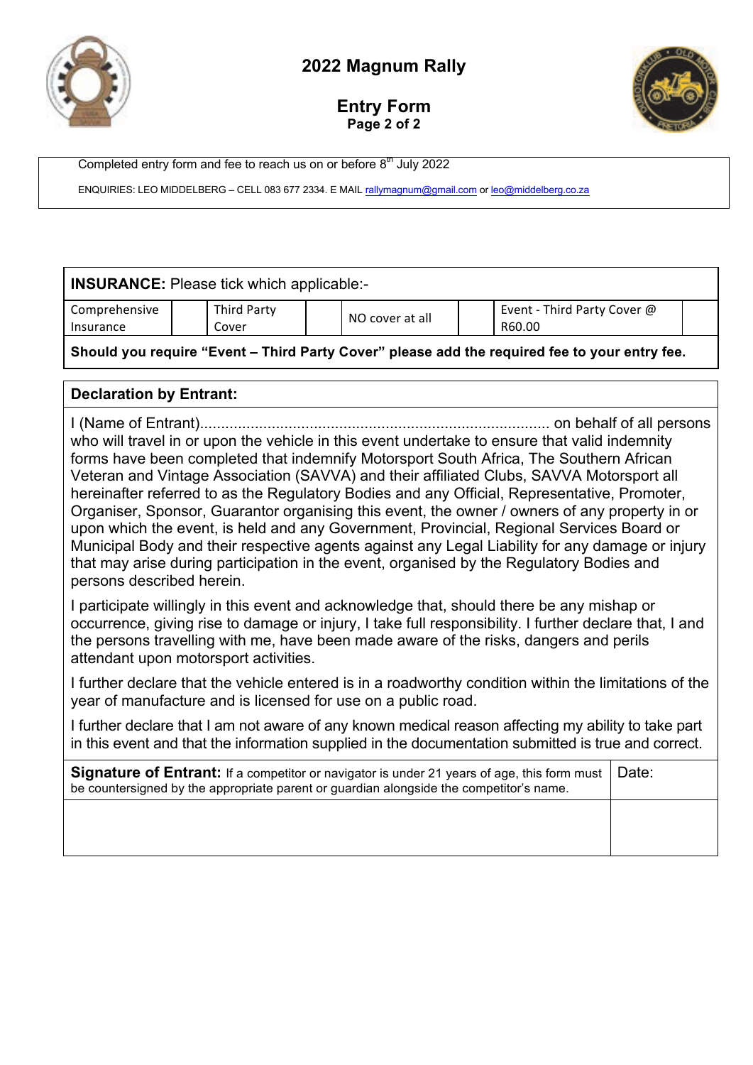# 2022 Magnum Rally

## Entry Form

Completed entry form and fee to reach us on or before 8[th] July 2022

ENQUIRIES: LEO MIDDELBERG – CELL 083 677 2334. E MAIL rallymagnum@gmail.com or leo@middelberg.co.za

| **INSURANCE:** Please tick which applicable:- | | | | | | | |
|---|---|---|---|---|---|---|---|
| Comprehensive Insurance | | Third Party Cover | | NO cover at all | | Event - Third Party Cover @ R60.00 | |
| **Should you require "Event – Third Party Cover" please add the required fee to your entry fee.** | | | | | | | |

**Declaration by Entrant:**

I (Name of Entrant)................................................................................... on behalf of all persons who will travel in or upon the vehicle in this event undertake to ensure that valid indemnity forms have been completed that indemnify Motorsport South Africa, The Southern African Veteran and Vintage Association (SAVVA) and their affiliated Clubs, SAVVA Motorsport all hereinafter referred to as the Regulatory Bodies and any Official, Representative, Promoter, Organiser, Sponsor, Guarantor organising this event, the owner / owners of any property in or upon which the event, is held and any Government, Provincial, Regional Services Board or Municipal Body and their respective agents against any Legal Liability for any damage or injury that may arise during participation in the event, organised by the Regulatory Bodies and persons described herein.

I participate willingly in this event and acknowledge that, should there be any mishap or occurrence, giving rise to damage or injury, I take full responsibility. I further declare that, I and the persons travelling with me, have been made aware of the risks, dangers and perils attendant upon motorsport activities.

I further declare that the vehicle entered is in a roadworthy condition within the limitations of the year of manufacture and is licensed for use on a public road.

I further declare that I am not aware of any known medical reason affecting my ability to take part in this event and that the information supplied in the documentation submitted is true and correct.

| **Signature of Entrant:** If a competitor or navigator is under 21 years of age, this form must be countersigned by the appropriate parent or guardian alongside the competitor's name. | Date: |
|---|---|
| | |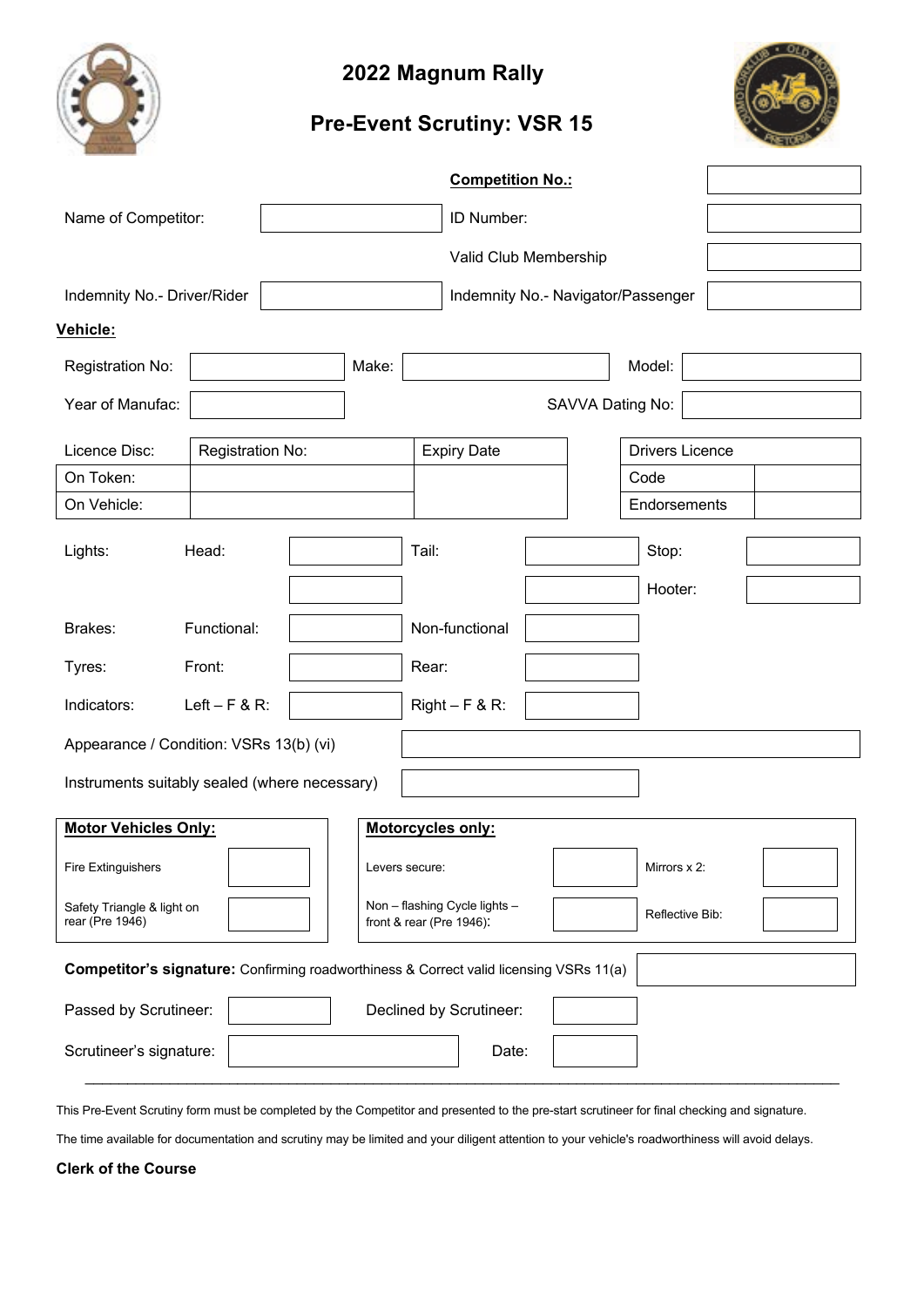# 2022 Magnum Rally

## Pre-Event Scrutiny: VSR 15

| | | | |
|---|---|---|---|
| | | **Competition No.:** | |
| Name of Competitor: | | ID Number: | |
| | | Valid Club Membership | |
| Indemnity No.- Driver/Rider | | Indemnity No.- Navigator/Passenger | |

**Vehicle:**

| | | | | | |
|---|---|---|---|---|---|
| Registration No: | | Make: | | Model: | |
| Year of Manufac: | | | | SAVVA Dating No: | |

| Licence Disc: | Registration No: | Expiry Date | Drivers Licence | |
|---|---|---|---|---|
| On Token: | | | Code | |
| On Vehicle: | | | Endorsements | |

| | | | | | | |
|---|---|---|---|---|---|---|
| Lights: | Head: | | Tail: | | Stop: | |
| | | | | | Hooter: | |
| Brakes: | Functional: | | Non-functional | | | |
| Tyres: | Front: | | Rear: | | | |
| Indicators: | Left – F & R: | | Right – F & R: | | | |

| | |
|---|---|
| Appearance / Condition: VSRs 13(b) (vi) | |
| Instruments suitably sealed (where necessary) | |

| **Motor Vehicles Only:** | | **Motorcycles only:** | | | |
|---|---|---|---|---|---|
| Fire Extinguishers | | Levers secure: | | Mirrors x 2: | |
| Safety Triangle & light on rear (Pre 1946) | | Non – flashing Cycle lights – front & rear (Pre 1946): | | Reflective Bib: | |

| | |
|---|---|
| **Competitor's signature:** Confirming roadworthiness & Correct valid licensing VSRs 11(a) | |

| | | | |
|---|---|---|---|
| Passed by Scrutineer: | | Declined by Scrutineer: | |
| Scrutineer's signature: | | Date: | |

---

This Pre-Event Scrutiny form must be completed by the Competitor and presented to the pre-start scrutineer for final checking and signature.

The time available for documentation and scrutiny may be limited and your diligent attention to your vehicle's roadworthiness will avoid delays.

**Clerk of the Course**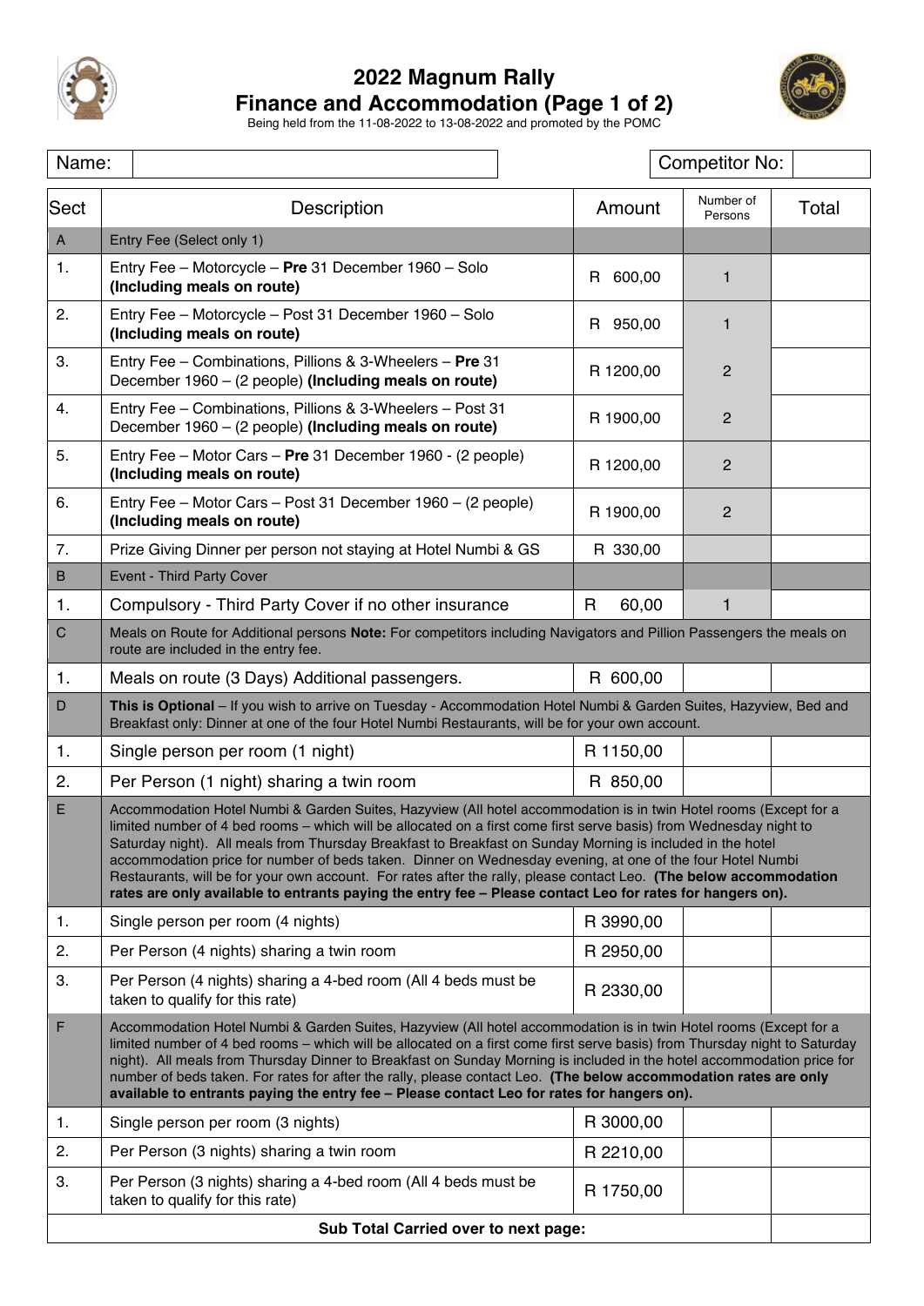# 2022 Magnum Rally
## Finance and Accommodation (Page 1 of 2)

Being held from the 11-08-2022 to 13-08-2022 and promoted by the POMC

| Name: | | Competitor No: | |
|---|---|---|---|

| Sect | Description | Amount | Number of Persons | Total |
|---|---|---|---|---|
| A | Entry Fee (Select only 1) | | | |
| 1. | Entry Fee – Motorcycle – **Pre** 31 December 1960 – Solo **(Including meals on route)** | R 600,00 | 1 | |
| 2. | Entry Fee – Motorcycle – Post 31 December 1960 – Solo **(Including meals on route)** | R 950,00 | 1 | |
| 3. | Entry Fee – Combinations, Pillions & 3-Wheelers – **Pre** 31 December 1960 – (2 people) **(Including meals on route)** | R 1200,00 | 2 | |
| 4. | Entry Fee – Combinations, Pillions & 3-Wheelers – Post 31 December 1960 – (2 people) **(Including meals on route)** | R 1900,00 | 2 | |
| 5. | Entry Fee – Motor Cars – **Pre** 31 December 1960 - (2 people) **(Including meals on route)** | R 1200,00 | 2 | |
| 6. | Entry Fee – Motor Cars – Post 31 December 1960 – (2 people) **(Including meals on route)** | R 1900,00 | 2 | |
| 7. | Prize Giving Dinner per person not staying at Hotel Numbi & GS | R 330,00 | | |
| B | Event - Third Party Cover | | | |
| 1. | Compulsory - Third Party Cover if no other insurance | R 60,00 | 1 | |
| C | Meals on Route for Additional persons **Note:** For competitors including Navigators and Pillion Passengers the meals on route are included in the entry fee. | | | |
| 1. | Meals on route (3 Days) Additional passengers. | R 600,00 | | |
| D | **This is Optional** – If you wish to arrive on Tuesday - Accommodation Hotel Numbi & Garden Suites, Hazyview, Bed and Breakfast only: Dinner at one of the four Hotel Numbi Restaurants, will be for your own account. | | | |
| 1. | Single person per room (1 night) | R 1150,00 | | |
| 2. | Per Person (1 night) sharing a twin room | R 850,00 | | |
| E | Accommodation Hotel Numbi & Garden Suites, Hazyview (All hotel accommodation is in twin Hotel rooms (Except for a limited number of 4 bed rooms – which will be allocated on a first come first serve basis) from Wednesday night to Saturday night). All meals from Thursday Breakfast to Breakfast on Sunday Morning is included in the hotel accommodation price for number of beds taken. Dinner on Wednesday evening, at one of the four Hotel Numbi Restaurants, will be for your own account. For rates after the rally, please contact Leo. **(The below accommodation rates are only available to entrants paying the entry fee – Please contact Leo for rates for hangers on).** | | | |
| 1. | Single person per room (4 nights) | R 3990,00 | | |
| 2. | Per Person (4 nights) sharing a twin room | R 2950,00 | | |
| 3. | Per Person (4 nights) sharing a 4-bed room (All 4 beds must be taken to qualify for this rate) | R 2330,00 | | |
| F | Accommodation Hotel Numbi & Garden Suites, Hazyview (All hotel accommodation is in twin Hotel rooms (Except for a limited number of 4 bed rooms – which will be allocated on a first come first serve basis) from Thursday night to Saturday night). All meals from Thursday Dinner to Breakfast on Sunday Morning is included in the hotel accommodation price for number of beds taken. For rates for after the rally, please contact Leo. **(The below accommodation rates are only available to entrants paying the entry fee – Please contact Leo for rates for hangers on).** | | | |
| 1. | Single person per room (3 nights) | R 3000,00 | | |
| 2. | Per Person (3 nights) sharing a twin room | R 2210,00 | | |
| 3. | Per Person (3 nights) sharing a 4-bed room (All 4 beds must be taken to qualify for this rate) | R 1750,00 | | |
| | **Sub Total Carried over to next page:** | | | |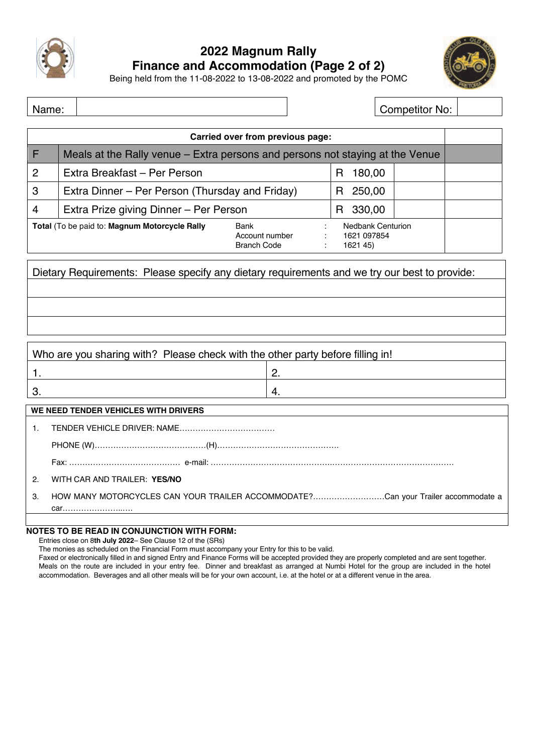# 2022 Magnum Rally
## Finance and Accommodation (Page 2 of 2)

Being held from the 11-08-2022 to 13-08-2022 and promoted by the POMC

| Name: | | Competitor No: | |
|---|---|---|---|

| Carried over from previous page: | | | | |
|---|---|---|---|---|
| F | Meals at the Rally venue – Extra persons and persons not staying at the Venue | | | |
| 2 | Extra Breakfast – Per Person | R 180,00 | | |
| 3 | Extra Dinner – Per Person (Thursday and Friday) | R 250,00 | | |
| 4 | Extra Prize giving Dinner – Per Person | R 330,00 | | |
| **Total** (To be paid to: **Magnum Motorcycle Rally** | Bank : Nedbank Centurion<br>Account number : 1621 097854<br>Branch Code : 1621 45) | | | |

| Dietary Requirements: Please specify any dietary requirements and we try our best to provide: |
|---|
| |
| |
| |

| Who are you sharing with? Please check with the other party before filling in! | |
|---|---|
| 1. | 2. |
| 3. | 4. |

**WE NEED TENDER VEHICLES WITH DRIVERS**

1. TENDER VEHICLE DRIVER: NAME………………………………

   PHONE (W)……………………………………(H)………………………………………..

   Fax: …………………………………… e-mail: ……………………………………..……………………………………….

2. WITH CAR AND TRAILER: **YES/NO**

3. HOW MANY MOTORCYCLES CAN YOUR TRAILER ACCOMMODATE?………………………Can your Trailer accommodate a car……………………..….

**NOTES TO BE READ IN CONJUNCTION WITH FORM:**

Entries close on 8**th July 2022**– See Clause 12 of the (SRs)
The monies as scheduled on the Financial Form must accompany your Entry for this to be valid.
Faxed or electronically filled in and signed Entry and Finance Forms will be accepted provided they are properly completed and are sent together.
Meals on the route are included in your entry fee. Dinner and breakfast as arranged at Numbi Hotel for the group are included in the hotel accommodation. Beverages and all other meals will be for your own account, i.e. at the hotel or at a different venue in the area.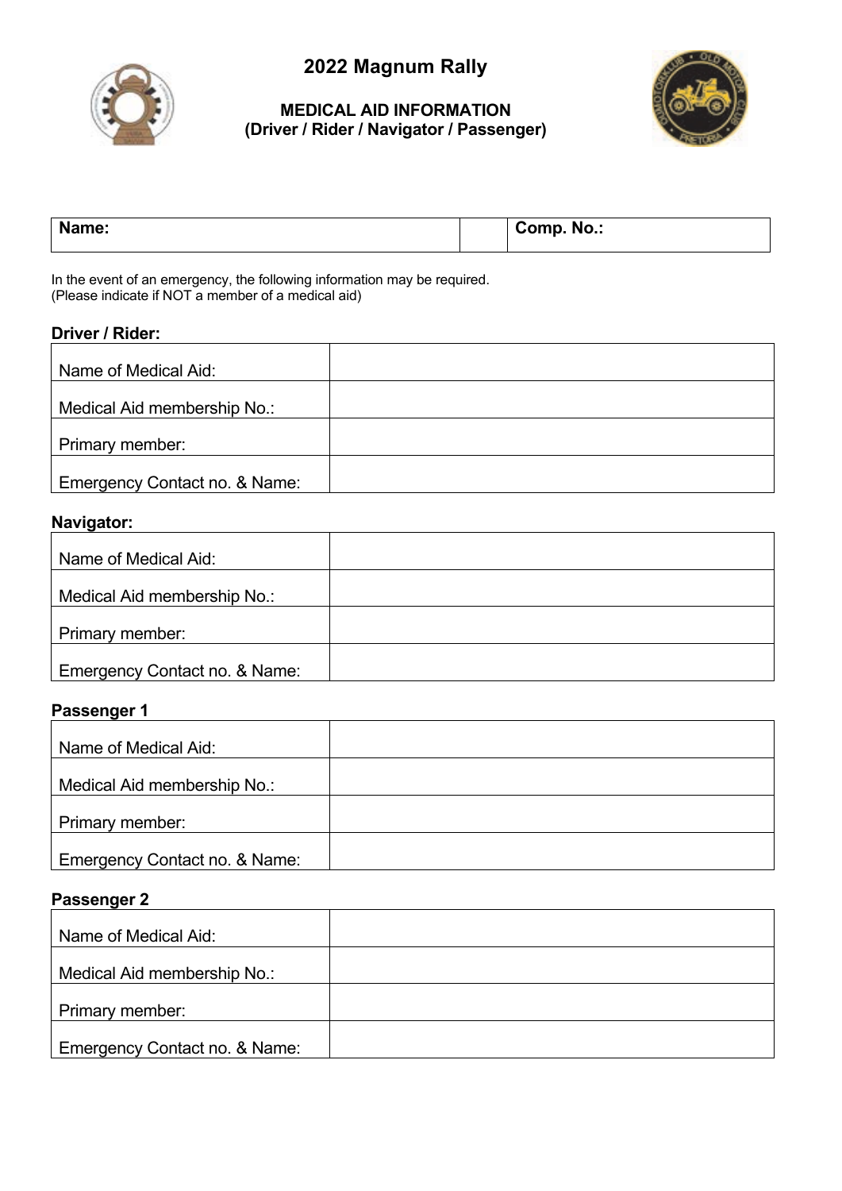# 2022 Magnum Rally

## MEDICAL AID INFORMATION
## (Driver / Rider / Navigator / Passenger)

| **Name:** | | **Comp. No.:** |
|---|---|---|

In the event of an emergency, the following information may be required.
(Please indicate if NOT a member of a medical aid)

**Driver / Rider:**

| | |
|---|---|
| Name of Medical Aid: | |
| Medical Aid membership No.: | |
| Primary member: | |
| Emergency Contact no. & Name: | |

**Navigator:**

| | |
|---|---|
| Name of Medical Aid: | |
| Medical Aid membership No.: | |
| Primary member: | |
| Emergency Contact no. & Name: | |

**Passenger 1**

| | |
|---|---|
| Name of Medical Aid: | |
| Medical Aid membership No.: | |
| Primary member: | |
| Emergency Contact no. & Name: | |

**Passenger 2**

| | |
|---|---|
| Name of Medical Aid: | |
| Medical Aid membership No.: | |
| Primary member: | |
| Emergency Contact no. & Name: | |